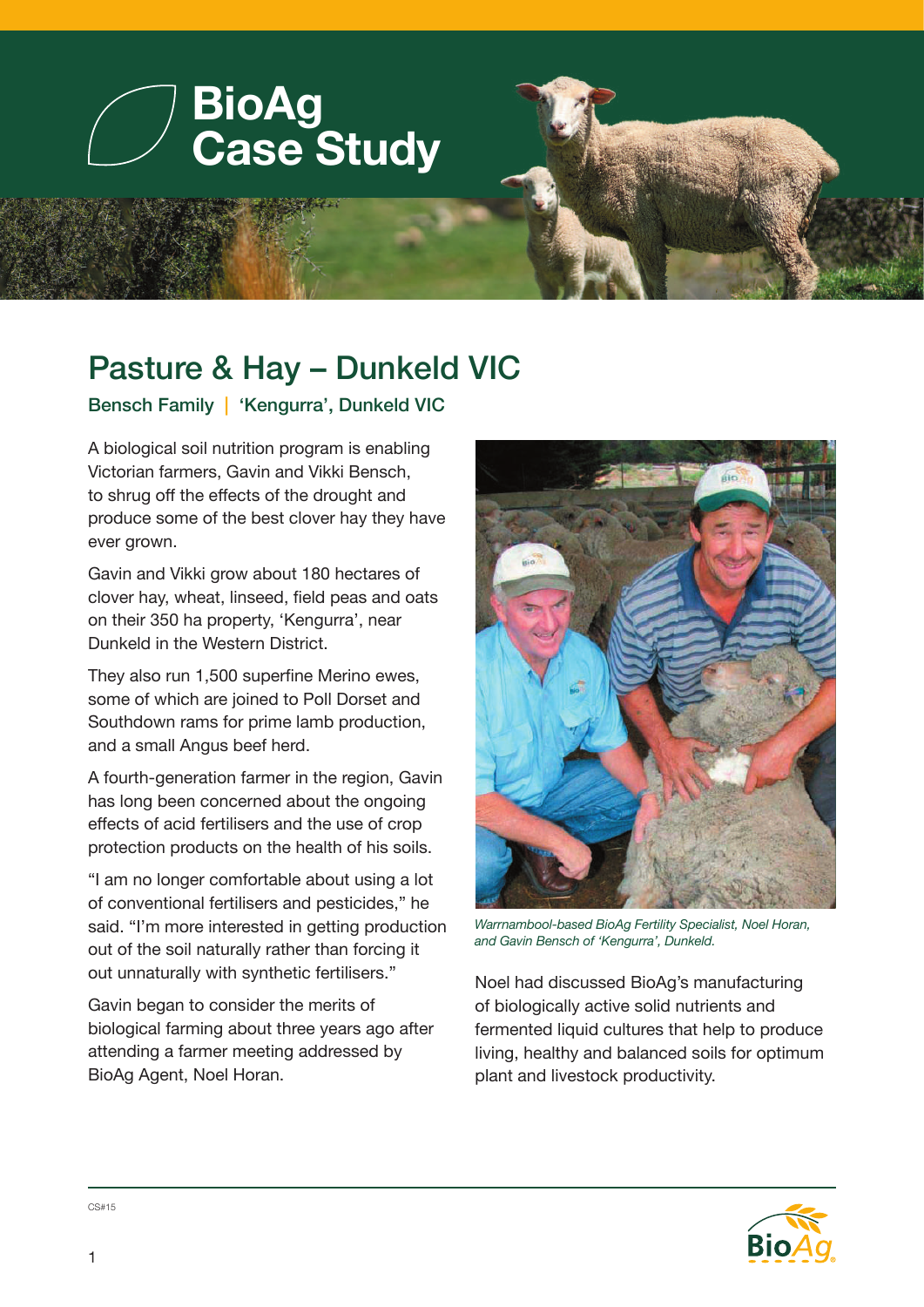# BioAg Case Study

## Pasture & Hay – Dunkeld VIC

**Bensch Family | 'Kengurra', Dunkeld VIC**

A biological soil nutrition program is enabling Victorian farmers, Gavin and Vikki Bensch, to shrug off the effects of the drought and produce some of the best clover hay they have ever grown.

Gavin and Vikki grow about 180 hectares of clover hay, wheat, linseed, field peas and oats on their 350 ha property, 'Kengurra', near Dunkeld in the Western District.

They also run 1,500 superfine Merino ewes, some of which are joined to Poll Dorset and Southdown rams for prime lamb production, and a small Angus beef herd.

A fourth-generation farmer in the region, Gavin has long been concerned about the ongoing effects of acid fertilisers and the use of crop protection products on the health of his soils.

"I am no longer comfortable about using a lot of conventional fertilisers and pesticides," he said. "I'm more interested in getting production out of the soil naturally rather than forcing it out unnaturally with synthetic fertilisers."

Gavin began to consider the merits of biological farming about three years ago after attending a farmer meeting addressed by BioAg Agent, Noel Horan.

*Warrnambool-based BioAg Fertility Specialist, Noel Horan, and Gavin Bensch of 'Kengurra', Dunkeld.*

Noel had discussed BioAg's manufacturing of biologically active solid nutrients and fermented liquid cultures that help to produce living, healthy and balanced soils for optimum plant and livestock productivity.

CS#15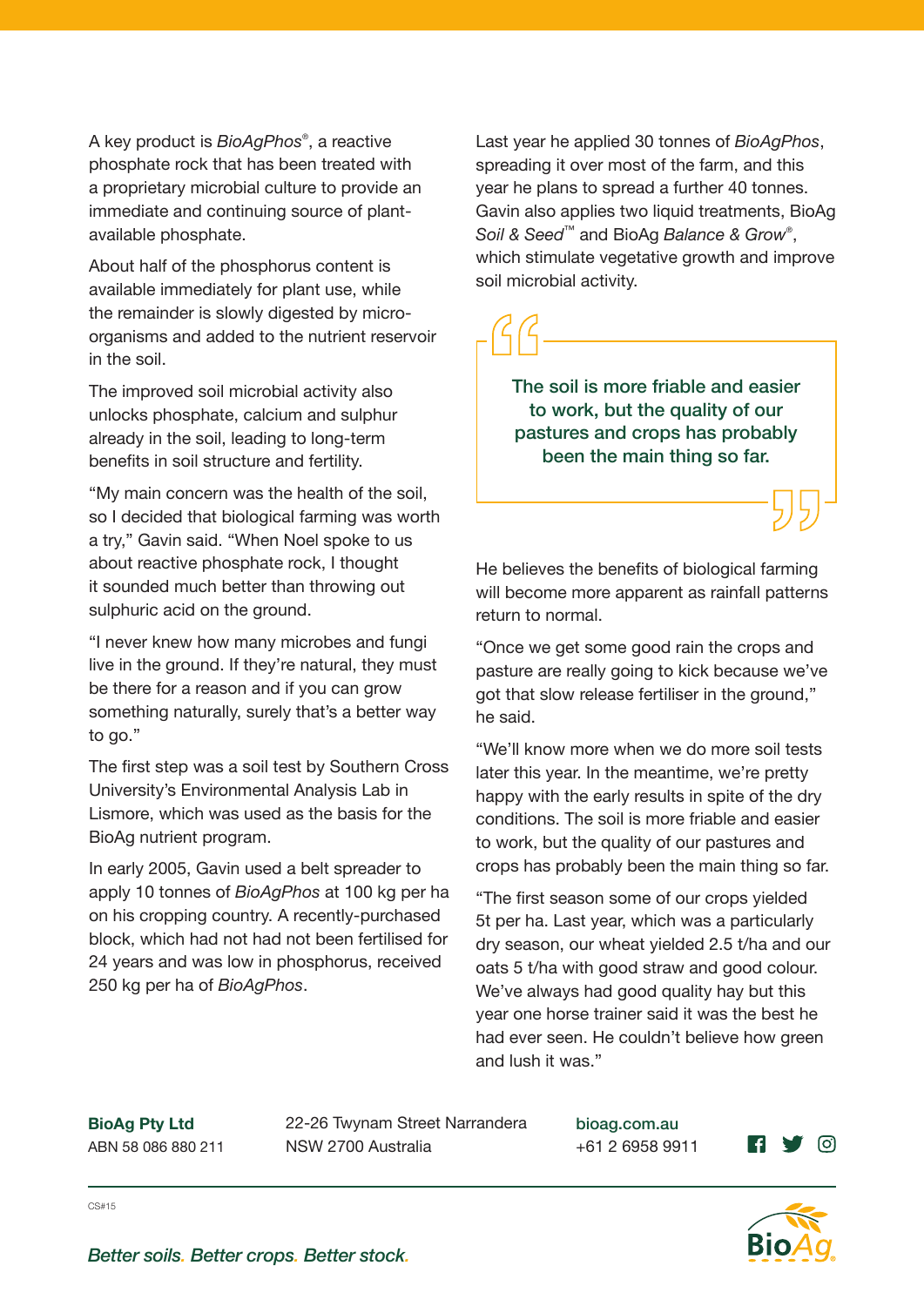A key product is *BioAgPhos*®, a reactive phosphate rock that has been treated with a proprietary microbial culture to provide an immediate and continuing source of plant-available phosphate.

About half of the phosphorus content is available immediately for plant use, while the remainder is slowly digested by micro-organisms and added to the nutrient reservoir in the soil.

The improved soil microbial activity also unlocks phosphate, calcium and sulphur already in the soil, leading to long-term benefits in soil structure and fertility.

"My main concern was the health of the soil, so I decided that biological farming was worth a try," Gavin said. "When Noel spoke to us about reactive phosphate rock, I thought it sounded much better than throwing out sulphuric acid on the ground.

"I never knew how many microbes and fungi live in the ground. If they're natural, they must be there for a reason and if you can grow something naturally, surely that's a better way to go."

The first step was a soil test by Southern Cross University's Environmental Analysis Lab in Lismore, which was used as the basis for the BioAg nutrient program.

In early 2005, Gavin used a belt spreader to apply 10 tonnes of *BioAgPhos* at 100 kg per ha on his cropping country. A recently-purchased block, which had not had not been fertilised for 24 years and was low in phosphorus, received 250 kg per ha of *BioAgPhos*.

Last year he applied 30 tonnes of *BioAgPhos*, spreading it over most of the farm, and this year he plans to spread a further 40 tonnes. Gavin also applies two liquid treatments, BioAg *Soil & Seed*™ and BioAg *Balance & Grow*®, which stimulate vegetative growth and improve soil microbial activity.

> The soil is more friable and easier to work, but the quality of our pastures and crops has probably been the main thing so far.

He believes the benefits of biological farming will become more apparent as rainfall patterns return to normal.

"Once we get some good rain the crops and pasture are really going to kick because we've got that slow release fertiliser in the ground," he said.

"We'll know more when we do more soil tests later this year. In the meantime, we're pretty happy with the early results in spite of the dry conditions. The soil is more friable and easier to work, but the quality of our pastures and crops has probably been the main thing so far.

"The first season some of our crops yielded 5t per ha. Last year, which was a particularly dry season, our wheat yielded 2.5 t/ha and our oats 5 t/ha with good straw and good colour. We've always had good quality hay but this year one horse trainer said it was the best he had ever seen. He couldn't believe how green and lush it was."

**BioAg Pty Ltd**
ABN 58 086 880 211

22-26 Twynam Street Narrandera
NSW 2700 Australia

bioag.com.au
+61 2 6958 9911

CS#15

*Better soils. Better crops. Better stock.*